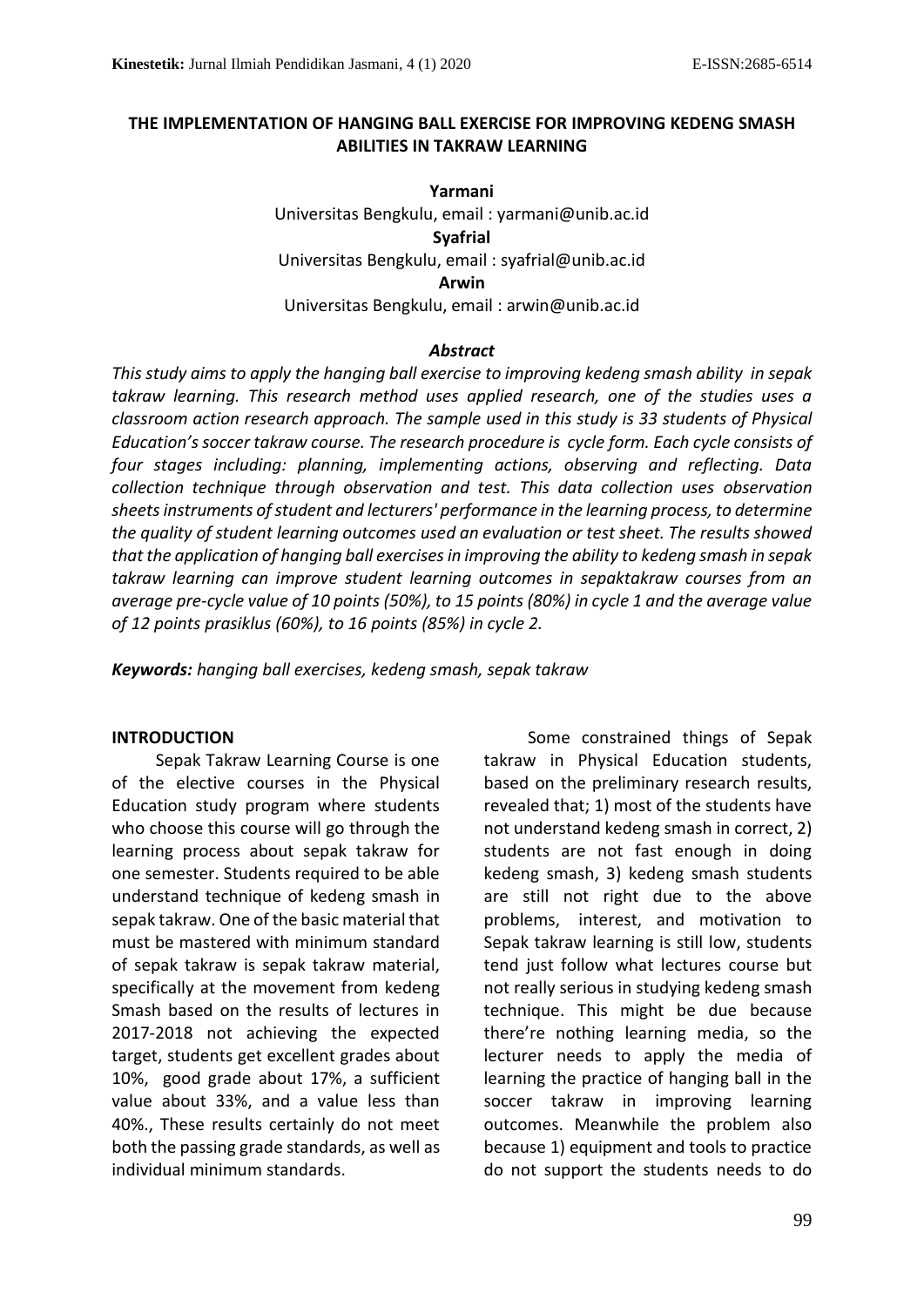# THE IMPLEMENTATION OF HANGING BALL EXERCISE FOR IMPROVING KEDENG SMASH ABILITIES IN TAKRAW LEARNING

**Yarmani**
Universitas Bengkulu, email : yarmani@unib.ac.id
**Syafrial**
Universitas Bengkulu, email : syafrial@unib.ac.id
**Arwin**
Universitas Bengkulu, email : arwin@unib.ac.id

***Abstract***

*This study aims to apply the hanging ball exercise to improving kedeng smash ability in sepak takraw learning. This research method uses applied research, one of the studies uses a classroom action research approach. The sample used in this study is 33 students of Physical Education's soccer takraw course. The research procedure is cycle form. Each cycle consists of four stages including: planning, implementing actions, observing and reflecting. Data collection technique through observation and test. This data collection uses observation sheets instruments of student and lecturers' performance in the learning process, to determine the quality of student learning outcomes used an evaluation or test sheet. The results showed that the application of hanging ball exercises in improving the ability to kedeng smash in sepak takraw learning can improve student learning outcomes in sepaktakraw courses from an average pre-cycle value of 10 points (50%), to 15 points (80%) in cycle 1 and the average value of 12 points prasiklus (60%), to 16 points (85%) in cycle 2.*

***Keywords:*** *hanging ball exercises, kedeng smash, sepak takraw*

## INTRODUCTION

Sepak Takraw Learning Course is one of the elective courses in the Physical Education study program where students who choose this course will go through the learning process about sepak takraw for one semester. Students required to be able understand technique of kedeng smash in sepak takraw. One of the basic material that must be mastered with minimum standard of sepak takraw is sepak takraw material, specifically at the movement from kedeng Smash based on the results of lectures in 2017-2018 not achieving the expected target, students get excellent grades about 10%, good grade about 17%, a sufficient value about 33%, and a value less than 40%., These results certainly do not meet both the passing grade standards, as well as individual minimum standards.

Some constrained things of Sepak takraw in Physical Education students, based on the preliminary research results, revealed that; 1) most of the students have not understand kedeng smash in correct, 2) students are not fast enough in doing kedeng smash, 3) kedeng smash students are still not right due to the above problems, interest, and motivation to Sepak takraw learning is still low, students tend just follow what lectures course but not really serious in studying kedeng smash technique. This might be due because there're nothing learning media, so the lecturer needs to apply the media of learning the practice of hanging ball in the soccer takraw in improving learning outcomes. Meanwhile the problem also because 1) equipment and tools to practice do not support the students needs to do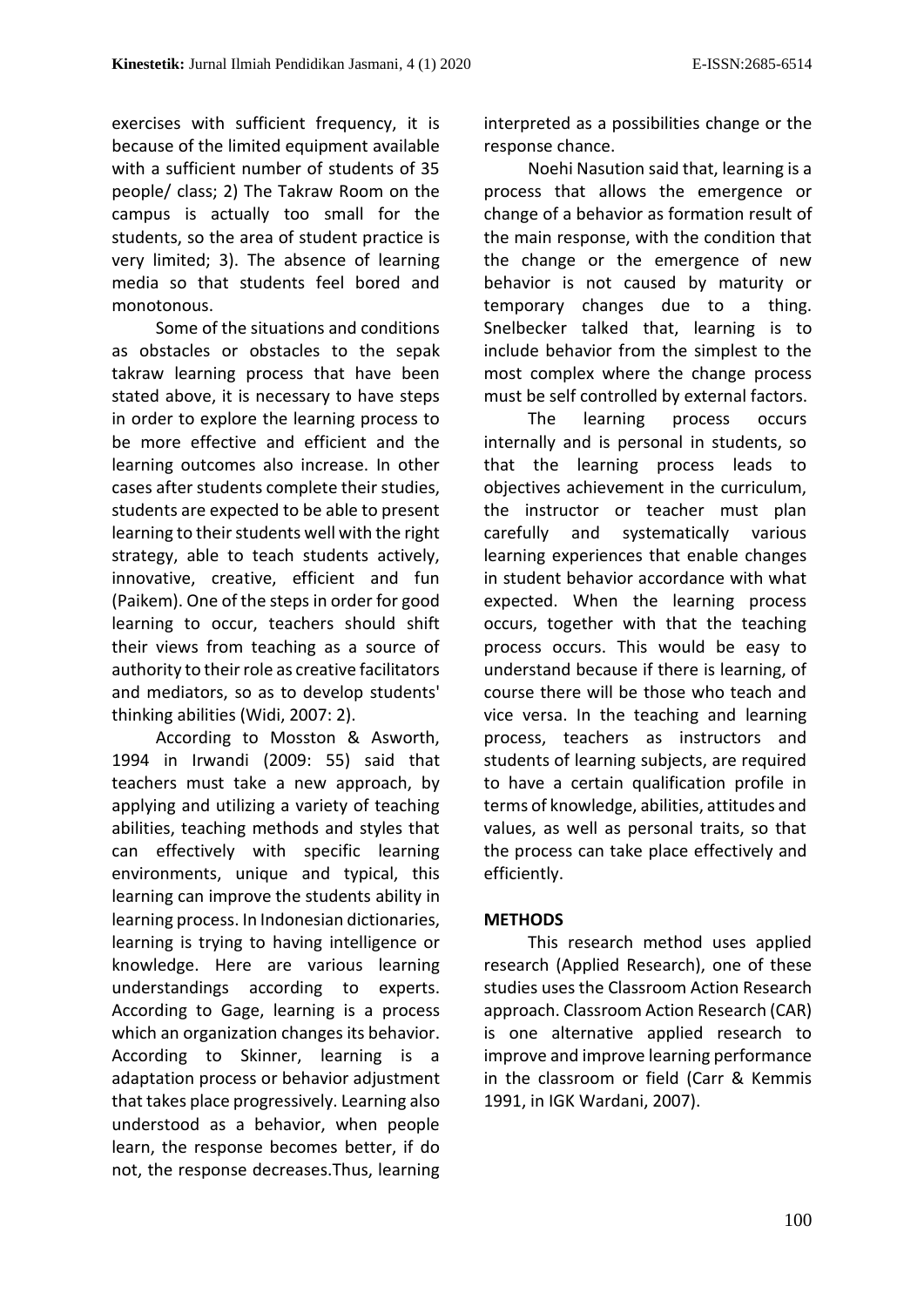exercises with sufficient frequency, it is because of the limited equipment available with a sufficient number of students of 35 people/ class; 2) The Takraw Room on the campus is actually too small for the students, so the area of student practice is very limited; 3). The absence of learning media so that students feel bored and monotonous.

Some of the situations and conditions as obstacles or obstacles to the sepak takraw learning process that have been stated above, it is necessary to have steps in order to explore the learning process to be more effective and efficient and the learning outcomes also increase. In other cases after students complete their studies, students are expected to be able to present learning to their students well with the right strategy, able to teach students actively, innovative, creative, efficient and fun (Paikem). One of the steps in order for good learning to occur, teachers should shift their views from teaching as a source of authority to their role as creative facilitators and mediators, so as to develop students' thinking abilities (Widi, 2007: 2).

According to Mosston & Asworth, 1994 in Irwandi (2009: 55) said that teachers must take a new approach, by applying and utilizing a variety of teaching abilities, teaching methods and styles that can effectively with specific learning environments, unique and typical, this learning can improve the students ability in learning process. In Indonesian dictionaries, learning is trying to having intelligence or knowledge. Here are various learning understandings according to experts. According to Gage, learning is a process which an organization changes its behavior. According to Skinner, learning is a adaptation process or behavior adjustment that takes place progressively. Learning also understood as a behavior, when people learn, the response becomes better, if do not, the response decreases.Thus, learning interpreted as a possibilities change or the response chance.

Noehi Nasution said that, learning is a process that allows the emergence or change of a behavior as formation result of the main response, with the condition that the change or the emergence of new behavior is not caused by maturity or temporary changes due to a thing. Snelbecker talked that, learning is to include behavior from the simplest to the most complex where the change process must be self controlled by external factors.

The learning process occurs internally and is personal in students, so that the learning process leads to objectives achievement in the curriculum, the instructor or teacher must plan carefully and systematically various learning experiences that enable changes in student behavior accordance with what expected. When the learning process occurs, together with that the teaching process occurs. This would be easy to understand because if there is learning, of course there will be those who teach and vice versa. In the teaching and learning process, teachers as instructors and students of learning subjects, are required to have a certain qualification profile in terms of knowledge, abilities, attitudes and values, as well as personal traits, so that the process can take place effectively and efficiently.

## METHODS

This research method uses applied research (Applied Research), one of these studies uses the Classroom Action Research approach. Classroom Action Research (CAR) is one alternative applied research to improve and improve learning performance in the classroom or field (Carr & Kemmis 1991, in IGK Wardani, 2007).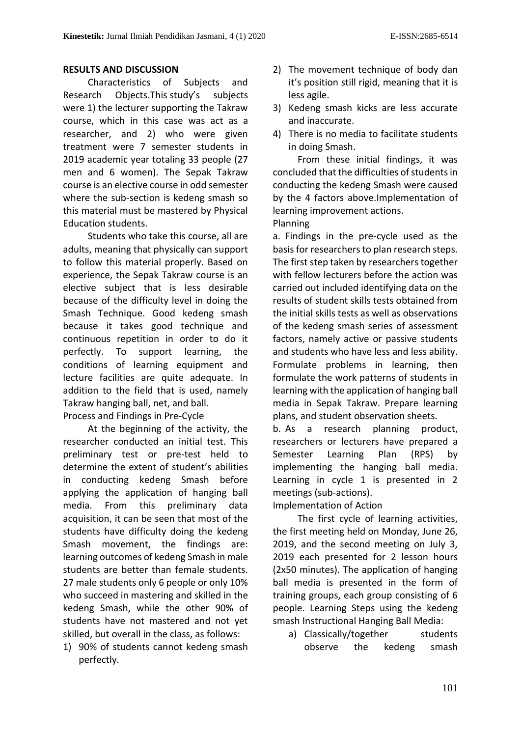## RESULTS AND DISCUSSION

Characteristics of Subjects and Research Objects.This study's subjects were 1) the lecturer supporting the Takraw course, which in this case was act as a researcher, and 2) who were given treatment were 7 semester students in 2019 academic year totaling 33 people (27 men and 6 women). The Sepak Takraw course is an elective course in odd semester where the sub-section is kedeng smash so this material must be mastered by Physical Education students.

Students who take this course, all are adults, meaning that physically can support to follow this material properly. Based on experience, the Sepak Takraw course is an elective subject that is less desirable because of the difficulty level in doing the Smash Technique. Good kedeng smash because it takes good technique and continuous repetition in order to do it perfectly. To support learning, the conditions of learning equipment and lecture facilities are quite adequate. In addition to the field that is used, namely Takraw hanging ball, net, and ball.

Process and Findings in Pre-Cycle

At the beginning of the activity, the researcher conducted an initial test. This preliminary test or pre-test held to determine the extent of student's abilities in conducting kedeng Smash before applying the application of hanging ball media. From this preliminary data acquisition, it can be seen that most of the students have difficulty doing the kedeng Smash movement, the findings are: learning outcomes of kedeng Smash in male students are better than female students. 27 male students only 6 people or only 10% who succeed in mastering and skilled in the kedeng Smash, while the other 90% of students have not mastered and not yet skilled, but overall in the class, as follows:

1) 90% of students cannot kedeng smash perfectly.
2) The movement technique of body dan it's position still rigid, meaning that it is less agile.
3) Kedeng smash kicks are less accurate and inaccurate.
4) There is no media to facilitate students in doing Smash.

From these initial findings, it was concluded that the difficulties of students in conducting the kedeng Smash were caused by the 4 factors above.Implementation of learning improvement actions.

Planning

a. Findings in the pre-cycle used as the basis for researchers to plan research steps. The first step taken by researchers together with fellow lecturers before the action was carried out included identifying data on the results of student skills tests obtained from the initial skills tests as well as observations of the kedeng smash series of assessment factors, namely active or passive students and students who have less and less ability. Formulate problems in learning, then formulate the work patterns of students in learning with the application of hanging ball media in Sepak Takraw. Prepare learning plans, and student observation sheets.

b. As a research planning product, researchers or lecturers have prepared a Semester Learning Plan (RPS) by implementing the hanging ball media. Learning in cycle 1 is presented in 2 meetings (sub-actions).

Implementation of Action

The first cycle of learning activities, the first meeting held on Monday, June 26, 2019, and the second meeting on July 3, 2019 each presented for 2 lesson hours (2x50 minutes). The application of hanging ball media is presented in the form of training groups, each group consisting of 6 people. Learning Steps using the kedeng smash Instructional Hanging Ball Media:

a) Classically/together students observe the kedeng smash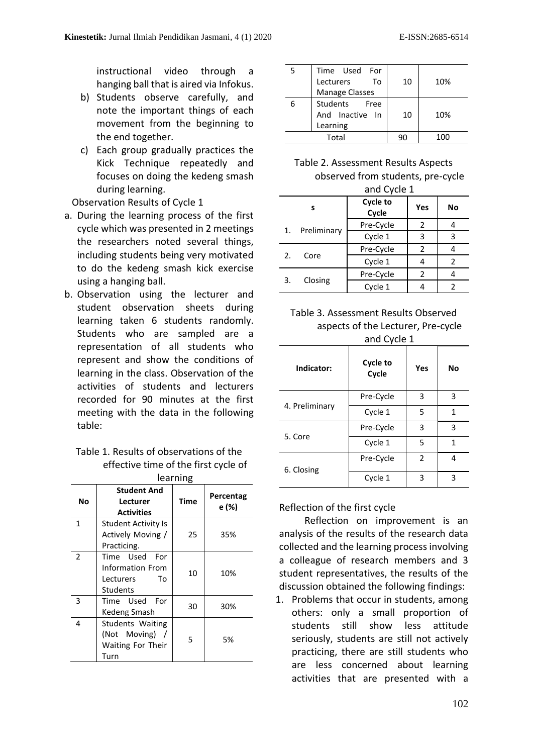instructional video through a hanging ball that is aired via Infokus.

b) Students observe carefully, and note the important things of each movement from the beginning to the end together.

c) Each group gradually practices the Kick Technique repeatedly and focuses on doing the kedeng smash during learning.

Observation Results of Cycle 1

a. During the learning process of the first cycle which was presented in 2 meetings the researchers noted several things, including students being very motivated to do the kedeng smash kick exercise using a hanging ball.

b. Observation using the lecturer and student observation sheets during learning taken 6 students randomly. Students who are sampled are a representation of all students who represent and show the conditions of learning in the class. Observation of the activities of students and lecturers recorded for 90 minutes at the first meeting with the data in the following table:

Table 1. Results of observations of the effective time of the first cycle of learning

| No | Student And Lecturer Activities | Time | Percentage (%) |
|---|---|---|---|
| 1 | Student Activity Is Actively Moving / Practicing. | 25 | 35% |
| 2 | Time Used For Information From Lecturers To Students | 10 | 10% |
| 3 | Time Used For Kedeng Smash | 30 | 30% |
| 4 | Students Waiting (Not Moving) / Waiting For Their Turn | 5 | 5% |
| 5 | Time Used For Lecturers To Manage Classes | 10 | 10% |
| 6 | Students Free And Inactive In Learning | 10 | 10% |
| Total | | 90 | 100 |

Table 2. Assessment Results Aspects observed from students, pre-cycle and Cycle 1

| s | Cycle to Cycle | Yes | No |
|---|---|---|---|
| 1. Preliminary | Pre-Cycle | 2 | 4 |
| | Cycle 1 | 3 | 3 |
| 2. Core | Pre-Cycle | 2 | 4 |
| | Cycle 1 | 4 | 2 |
| 3. Closing | Pre-Cycle | 2 | 4 |
| | Cycle 1 | 4 | 2 |

Table 3. Assessment Results Observed aspects of the Lecturer, Pre-cycle and Cycle 1

| Indicator: | Cycle to Cycle | Yes | No |
|---|---|---|---|
| 4. Preliminary | Pre-Cycle | 3 | 3 |
| | Cycle 1 | 5 | 1 |
| 5. Core | Pre-Cycle | 3 | 3 |
| | Cycle 1 | 5 | 1 |
| 6. Closing | Pre-Cycle | 2 | 4 |
| | Cycle 1 | 3 | 3 |

Reflection of the first cycle

Reflection on improvement is an analysis of the results of the research data collected and the learning process involving a colleague of research members and 3 student representatives, the results of the discussion obtained the following findings:

1. Problems that occur in students, among others: only a small proportion of students still show less attitude seriously, students are still not actively practicing, there are still students who are less concerned about learning activities that are presented with a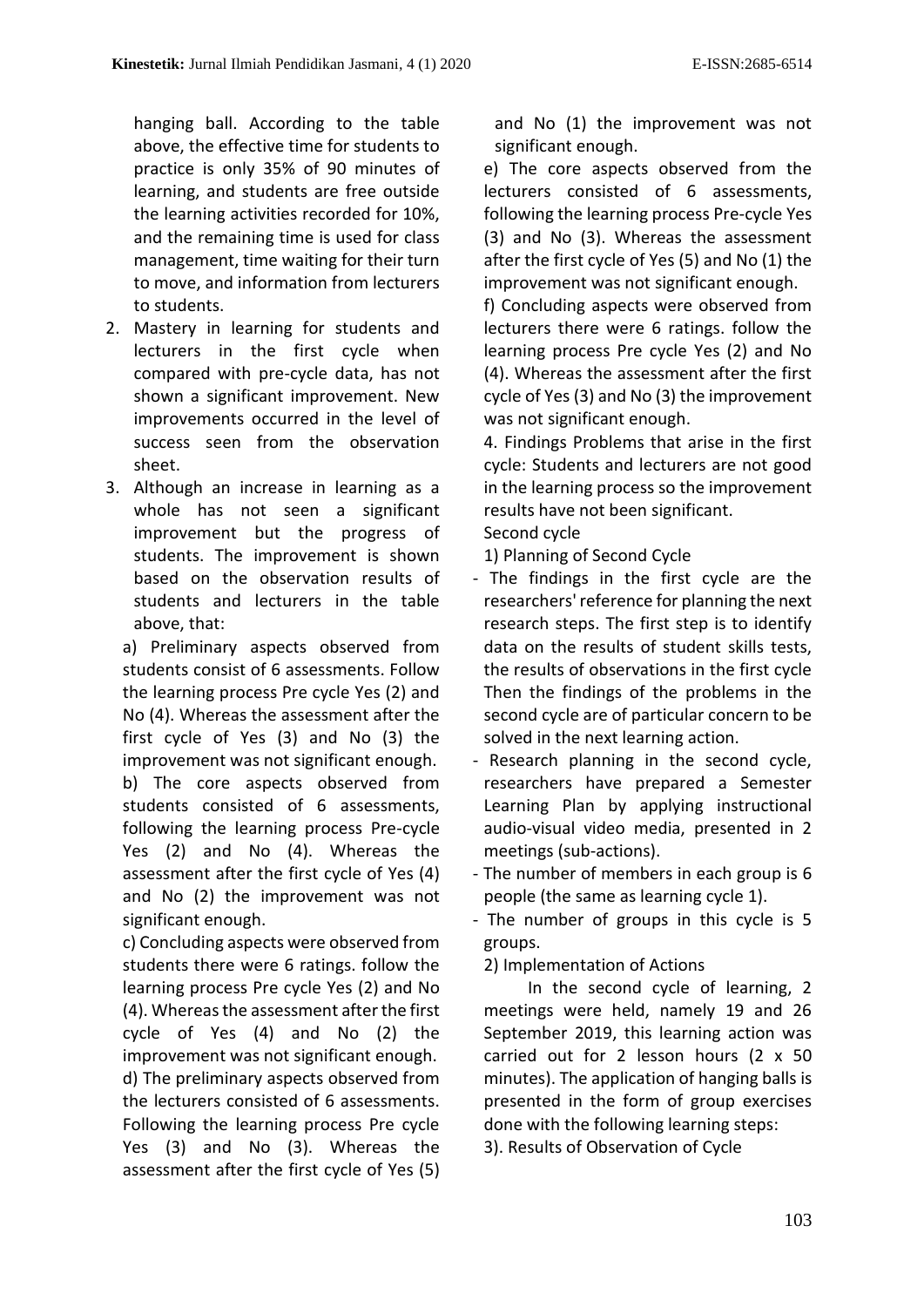hanging ball. According to the table above, the effective time for students to practice is only 35% of 90 minutes of learning, and students are free outside the learning activities recorded for 10%, and the remaining time is used for class management, time waiting for their turn to move, and information from lecturers to students.

2. Mastery in learning for students and lecturers in the first cycle when compared with pre-cycle data, has not shown a significant improvement. New improvements occurred in the level of success seen from the observation sheet.
3. Although an increase in learning as a whole has not seen a significant improvement but the progress of students. The improvement is shown based on the observation results of students and lecturers in the table above, that:

   a) Preliminary aspects observed from students consist of 6 assessments. Follow the learning process Pre cycle Yes (2) and No (4). Whereas the assessment after the first cycle of Yes (3) and No (3) the improvement was not significant enough.
   b) The core aspects observed from students consisted of 6 assessments, following the learning process Pre-cycle Yes (2) and No (4). Whereas the assessment after the first cycle of Yes (4) and No (2) the improvement was not significant enough.
   c) Concluding aspects were observed from students there were 6 ratings. follow the learning process Pre cycle Yes (2) and No (4). Whereas the assessment after the first cycle of Yes (4) and No (2) the improvement was not significant enough.
   d) The preliminary aspects observed from the lecturers consisted of 6 assessments. Following the learning process Pre cycle Yes (3) and No (3). Whereas the assessment after the first cycle of Yes (5) and No (1) the improvement was not significant enough.
   e) The core aspects observed from the lecturers consisted of 6 assessments, following the learning process Pre-cycle Yes (3) and No (3). Whereas the assessment after the first cycle of Yes (5) and No (1) the improvement was not significant enough.
   f) Concluding aspects were observed from lecturers there were 6 ratings. follow the learning process Pre cycle Yes (2) and No (4). Whereas the assessment after the first cycle of Yes (3) and No (3) the improvement was not significant enough.

4. Findings Problems that arise in the first cycle: Students and lecturers are not good in the learning process so the improvement results have not been significant.

Second cycle

1) Planning of Second Cycle

- The findings in the first cycle are the researchers' reference for planning the next research steps. The first step is to identify data on the results of student skills tests, the results of observations in the first cycle Then the findings of the problems in the second cycle are of particular concern to be solved in the next learning action.
- Research planning in the second cycle, researchers have prepared a Semester Learning Plan by applying instructional audio-visual video media, presented in 2 meetings (sub-actions).
- The number of members in each group is 6 people (the same as learning cycle 1).
- The number of groups in this cycle is 5 groups.

2) Implementation of Actions

In the second cycle of learning, 2 meetings were held, namely 19 and 26 September 2019, this learning action was carried out for 2 lesson hours (2 x 50 minutes). The application of hanging balls is presented in the form of group exercises done with the following learning steps:

3). Results of Observation of Cycle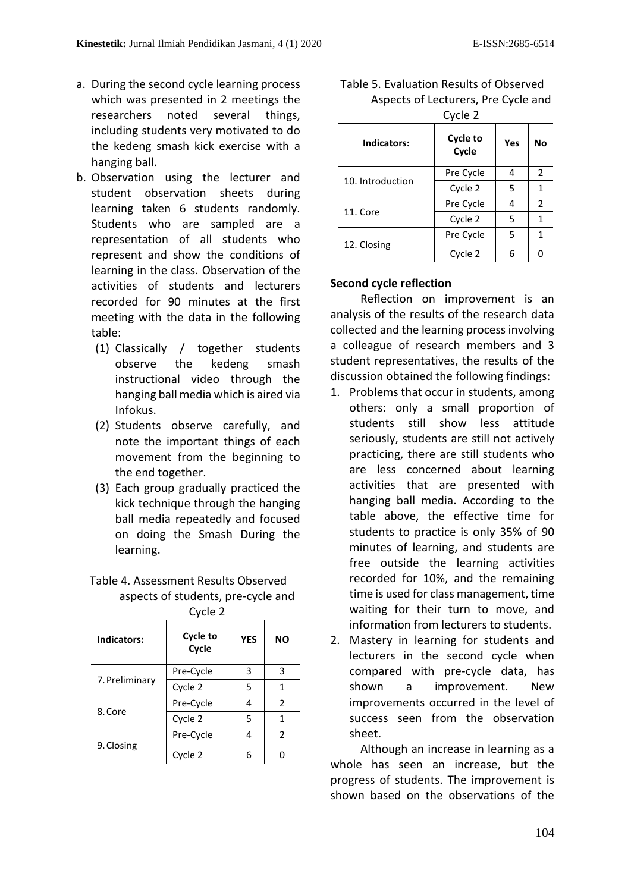a. During the second cycle learning process which was presented in 2 meetings the researchers noted several things, including students very motivated to do the kedeng smash kick exercise with a hanging ball.
b. Observation using the lecturer and student observation sheets during learning taken 6 students randomly. Students who are sampled are a representation of all students who represent and show the conditions of learning in the class. Observation of the activities of students and lecturers recorded for 90 minutes at the first meeting with the data in the following table:
   (1) Classically / together students observe the kedeng smash instructional video through the hanging ball media which is aired via Infokus.
   (2) Students observe carefully, and note the important things of each movement from the beginning to the end together.
   (3) Each group gradually practiced the kick technique through the hanging ball media repeatedly and focused on doing the Smash During the learning.

Table 4. Assessment Results Observed aspects of students, pre-cycle and Cycle 2

| Indicators: | Cycle to Cycle | YES | NO |
|---|---|---|---|
| 7. Preliminary | Pre-Cycle | 3 | 3 |
| | Cycle 2 | 5 | 1 |
| 8. Core | Pre-Cycle | 4 | 2 |
| | Cycle 2 | 5 | 1 |
| 9. Closing | Pre-Cycle | 4 | 2 |
| | Cycle 2 | 6 | 0 |

Table 5. Evaluation Results of Observed Aspects of Lecturers, Pre Cycle and Cycle 2

| Indicators: | Cycle to Cycle | Yes | No |
|---|---|---|---|
| 10. Introduction | Pre Cycle | 4 | 2 |
| | Cycle 2 | 5 | 1 |
| 11. Core | Pre Cycle | 4 | 2 |
| | Cycle 2 | 5 | 1 |
| 12. Closing | Pre Cycle | 5 | 1 |
| | Cycle 2 | 6 | 0 |

**Second cycle reflection**

Reflection on improvement is an analysis of the results of the research data collected and the learning process involving a colleague of research members and 3 student representatives, the results of the discussion obtained the following findings:

1. Problems that occur in students, among others: only a small proportion of students still show less attitude seriously, students are still not actively practicing, there are still students who are less concerned about learning activities that are presented with hanging ball media. According to the table above, the effective time for students to practice is only 35% of 90 minutes of learning, and students are free outside the learning activities recorded for 10%, and the remaining time is used for class management, time waiting for their turn to move, and information from lecturers to students.
2. Mastery in learning for students and lecturers in the second cycle when compared with pre-cycle data, has shown a improvement. New improvements occurred in the level of success seen from the observation sheet.

Although an increase in learning as a whole has seen an increase, but the progress of students. The improvement is shown based on the observations of the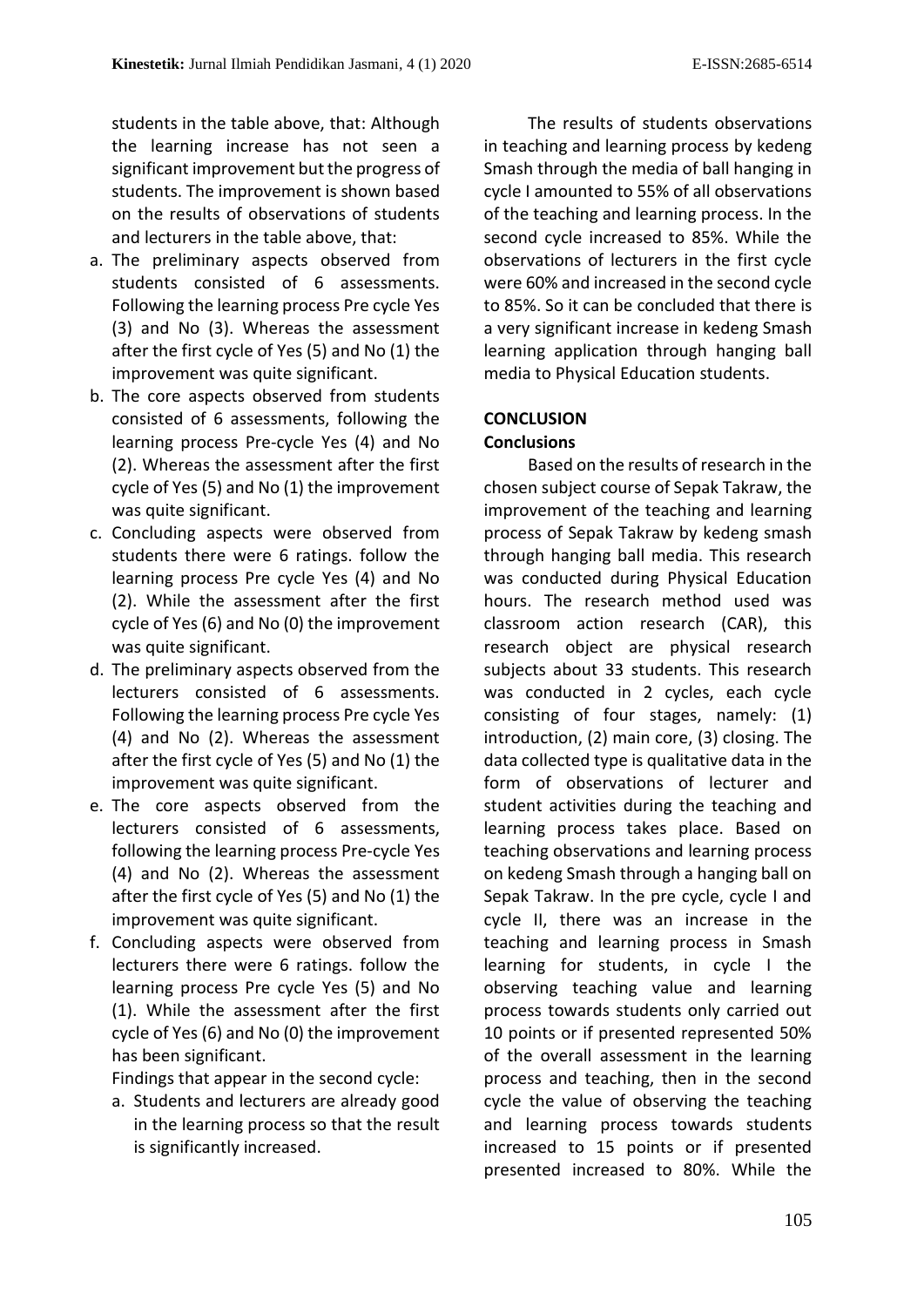students in the table above, that: Although the learning increase has not seen a significant improvement but the progress of students. The improvement is shown based on the results of observations of students and lecturers in the table above, that:

a. The preliminary aspects observed from students consisted of 6 assessments. Following the learning process Pre cycle Yes (3) and No (3). Whereas the assessment after the first cycle of Yes (5) and No (1) the improvement was quite significant.
b. The core aspects observed from students consisted of 6 assessments, following the learning process Pre-cycle Yes (4) and No (2). Whereas the assessment after the first cycle of Yes (5) and No (1) the improvement was quite significant.
c. Concluding aspects were observed from students there were 6 ratings. follow the learning process Pre cycle Yes (4) and No (2). While the assessment after the first cycle of Yes (6) and No (0) the improvement was quite significant.
d. The preliminary aspects observed from the lecturers consisted of 6 assessments. Following the learning process Pre cycle Yes (4) and No (2). Whereas the assessment after the first cycle of Yes (5) and No (1) the improvement was quite significant.
e. The core aspects observed from the lecturers consisted of 6 assessments, following the learning process Pre-cycle Yes (4) and No (2). Whereas the assessment after the first cycle of Yes (5) and No (1) the improvement was quite significant.
f. Concluding aspects were observed from lecturers there were 6 ratings. follow the learning process Pre cycle Yes (5) and No (1). While the assessment after the first cycle of Yes (6) and No (0) the improvement has been significant.

   Findings that appear in the second cycle:

   a. Students and lecturers are already good in the learning process so that the result is significantly increased.

The results of students observations in teaching and learning process by kedeng Smash through the media of ball hanging in cycle I amounted to 55% of all observations of the teaching and learning process. In the second cycle increased to 85%. While the observations of lecturers in the first cycle were 60% and increased in the second cycle to 85%. So it can be concluded that there is a very significant increase in kedeng Smash learning application through hanging ball media to Physical Education students.

## CONCLUSION

### Conclusions

Based on the results of research in the chosen subject course of Sepak Takraw, the improvement of the teaching and learning process of Sepak Takraw by kedeng smash through hanging ball media. This research was conducted during Physical Education hours. The research method used was classroom action research (CAR), this research object are physical research subjects about 33 students. This research was conducted in 2 cycles, each cycle consisting of four stages, namely: (1) introduction, (2) main core, (3) closing. The data collected type is qualitative data in the form of observations of lecturer and student activities during the teaching and learning process takes place. Based on teaching observations and learning process on kedeng Smash through a hanging ball on Sepak Takraw. In the pre cycle, cycle I and cycle II, there was an increase in the teaching and learning process in Smash learning for students, in cycle I the observing teaching value and learning process towards students only carried out 10 points or if presented represented 50% of the overall assessment in the learning process and teaching, then in the second cycle the value of observing the teaching and learning process towards students increased to 15 points or if presented presented increased to 80%. While the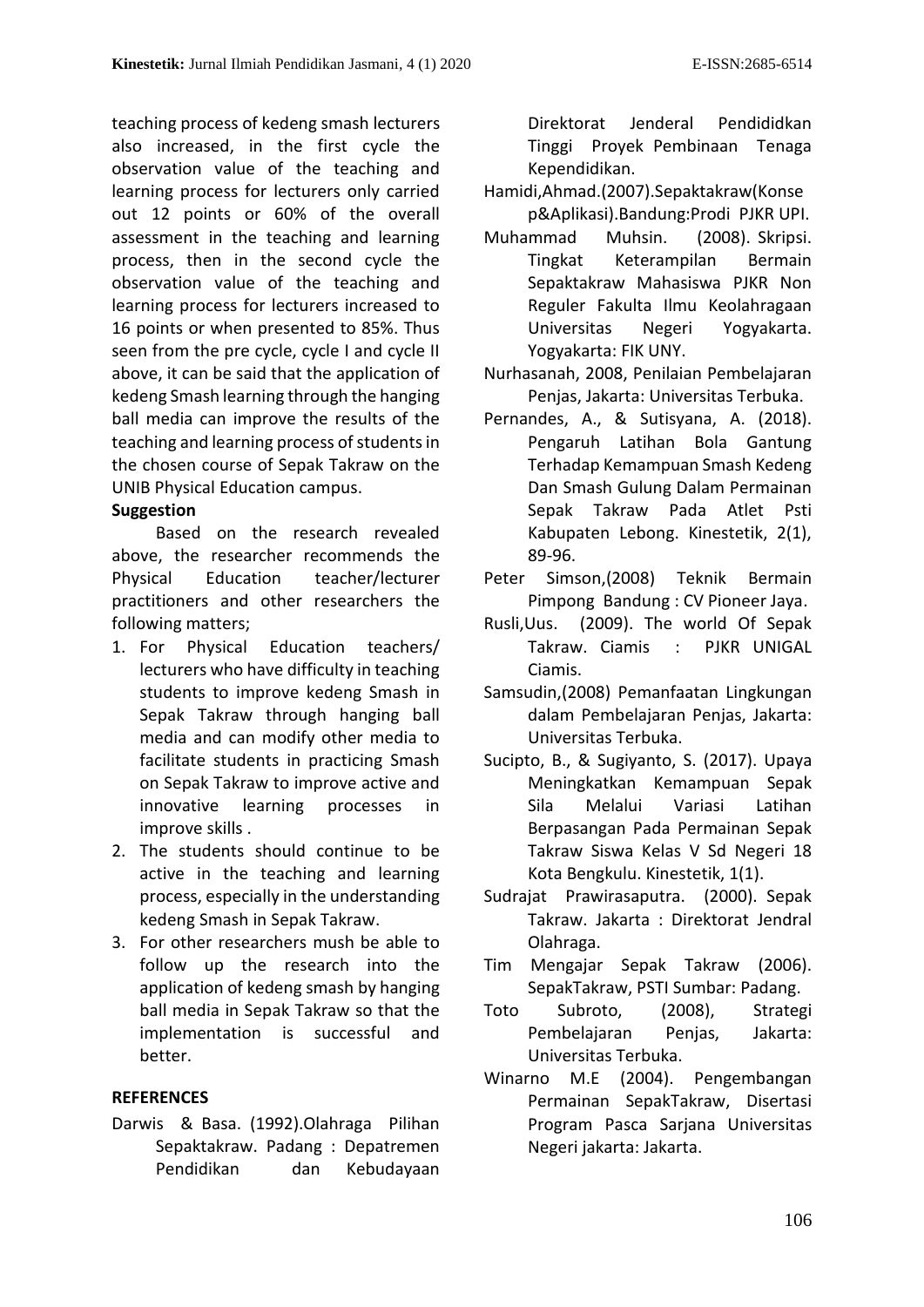teaching process of kedeng smash lecturers also increased, in the first cycle the observation value of the teaching and learning process for lecturers only carried out 12 points or 60% of the overall assessment in the teaching and learning process, then in the second cycle the observation value of the teaching and learning process for lecturers increased to 16 points or when presented to 85%. Thus seen from the pre cycle, cycle I and cycle II above, it can be said that the application of kedeng Smash learning through the hanging ball media can improve the results of the teaching and learning process of students in the chosen course of Sepak Takraw on the UNIB Physical Education campus.

**Suggestion**

Based on the research revealed above, the researcher recommends the Physical Education teacher/lecturer practitioners and other researchers the following matters;

1. For Physical Education teachers/ lecturers who have difficulty in teaching students to improve kedeng Smash in Sepak Takraw through hanging ball media and can modify other media to facilitate students in practicing Smash on Sepak Takraw to improve active and innovative learning processes in improve skills .
2. The students should continue to be active in the teaching and learning process, especially in the understanding kedeng Smash in Sepak Takraw.
3. For other researchers mush be able to follow up the research into the application of kedeng smash by hanging ball media in Sepak Takraw so that the implementation is successful and better.

**REFERENCES**

Darwis & Basa. (1992).Olahraga Pilihan Sepaktakraw. Padang : Depatremen Pendidikan dan Kebudayaan Direktorat Jenderal Pendididkan Tinggi Proyek Pembinaan Tenaga Kependidikan.

Hamidi,Ahmad.(2007).Sepaktakraw(Konsep&Aplikasi).Bandung:Prodi PJKR UPI.

Muhammad Muhsin. (2008). Skripsi. Tingkat Keterampilan Bermain Sepaktakraw Mahasiswa PJKR Non Reguler Fakulta Ilmu Keolahragaan Universitas Negeri Yogyakarta. Yogyakarta: FIK UNY.

Nurhasanah, 2008, Penilaian Pembelajaran Penjas, Jakarta: Universitas Terbuka.

Pernandes, A., & Sutisyana, A. (2018). Pengaruh Latihan Bola Gantung Terhadap Kemampuan Smash Kedeng Dan Smash Gulung Dalam Permainan Sepak Takraw Pada Atlet Psti Kabupaten Lebong. Kinestetik, 2(1), 89-96.

Peter Simson,(2008) Teknik Bermain Pimpong Bandung : CV Pioneer Jaya.

Rusli,Uus. (2009). The world Of Sepak Takraw. Ciamis : PJKR UNIGAL Ciamis.

Samsudin,(2008) Pemanfaatan Lingkungan dalam Pembelajaran Penjas, Jakarta: Universitas Terbuka.

Sucipto, B., & Sugiyanto, S. (2017). Upaya Meningkatkan Kemampuan Sepak Sila Melalui Variasi Latihan Berpasangan Pada Permainan Sepak Takraw Siswa Kelas V Sd Negeri 18 Kota Bengkulu. Kinestetik, 1(1).

Sudrajat Prawirasaputra. (2000). Sepak Takraw. Jakarta : Direktorat Jendral Olahraga.

Tim Mengajar Sepak Takraw (2006). SepakTakraw, PSTI Sumbar: Padang.

Toto Subroto, (2008), Strategi Pembelajaran Penjas, Jakarta: Universitas Terbuka.

Winarno M.E (2004). Pengembangan Permainan SepakTakraw, Disertasi Program Pasca Sarjana Universitas Negeri jakarta: Jakarta.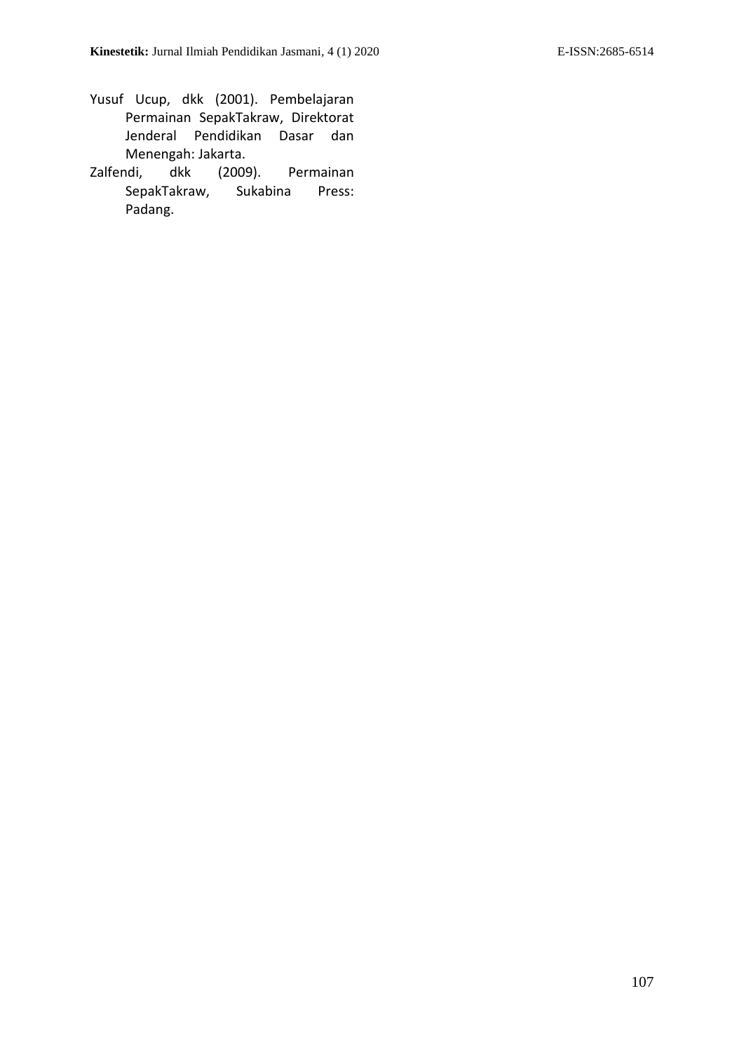Yusuf Ucup, dkk (2001). Pembelajaran Permainan SepakTakraw, Direktorat Jenderal Pendidikan Dasar dan Menengah: Jakarta.

Zalfendi, dkk (2009). Permainan SepakTakraw, Sukabina Press: Padang.